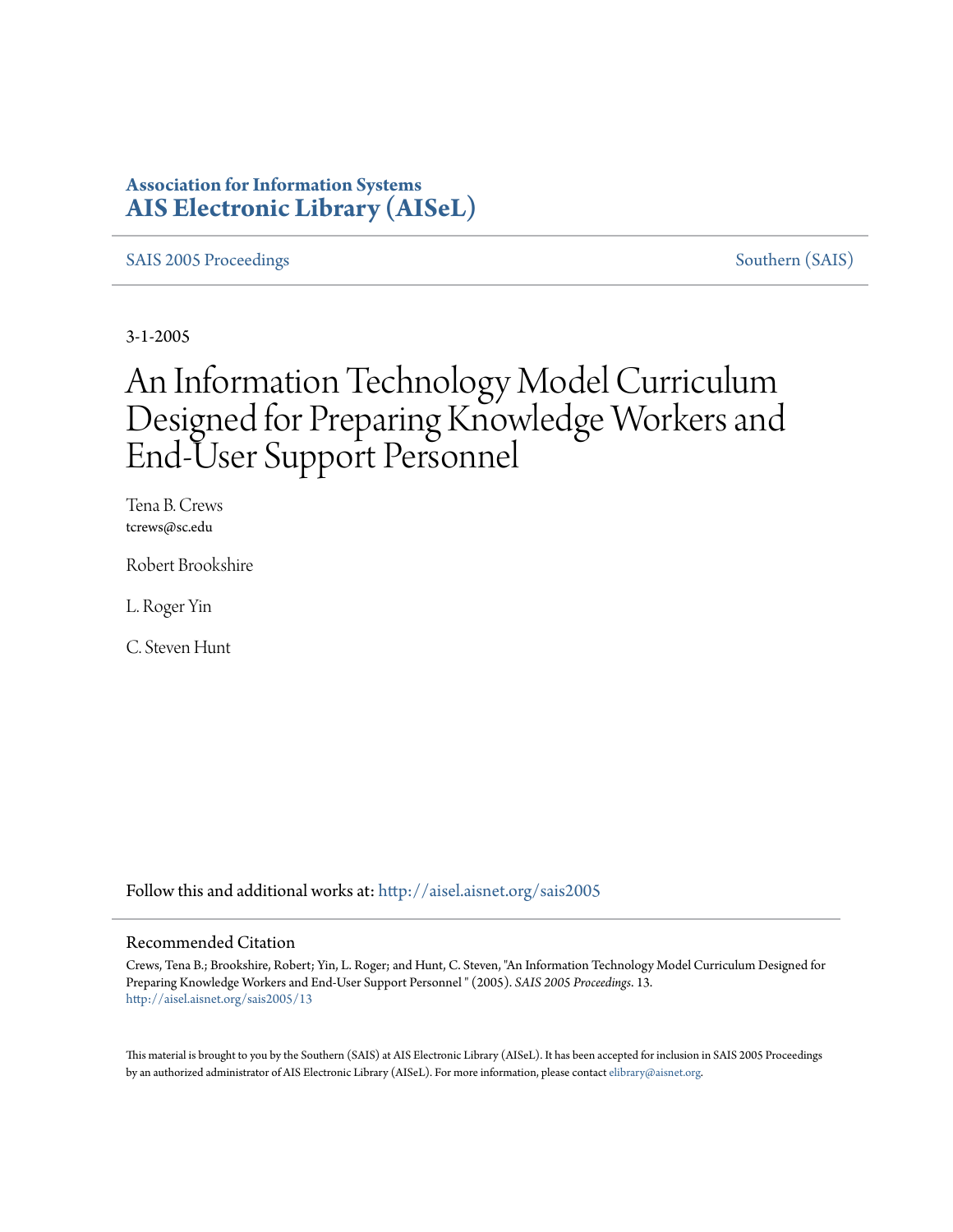**Association for Information Systems**
**AIS Electronic Library (AISeL)**

SAIS 2005 Proceedings | Southern (SAIS)

3-1-2005

# An Information Technology Model Curriculum Designed for Preparing Knowledge Workers and End-User Support Personnel

Tena B. Crews
tcrews@sc.edu

Robert Brookshire

L. Roger Yin

C. Steven Hunt

Follow this and additional works at: http://aisel.aisnet.org/sais2005

## Recommended Citation

Crews, Tena B.; Brookshire, Robert; Yin, L. Roger; and Hunt, C. Steven, "An Information Technology Model Curriculum Designed for Preparing Knowledge Workers and End-User Support Personnel " (2005). *SAIS 2005 Proceedings*. 13.
http://aisel.aisnet.org/sais2005/13

This material is brought to you by the Southern (SAIS) at AIS Electronic Library (AISeL). It has been accepted for inclusion in SAIS 2005 Proceedings by an authorized administrator of AIS Electronic Library (AISeL). For more information, please contact elibrary@aisnet.org.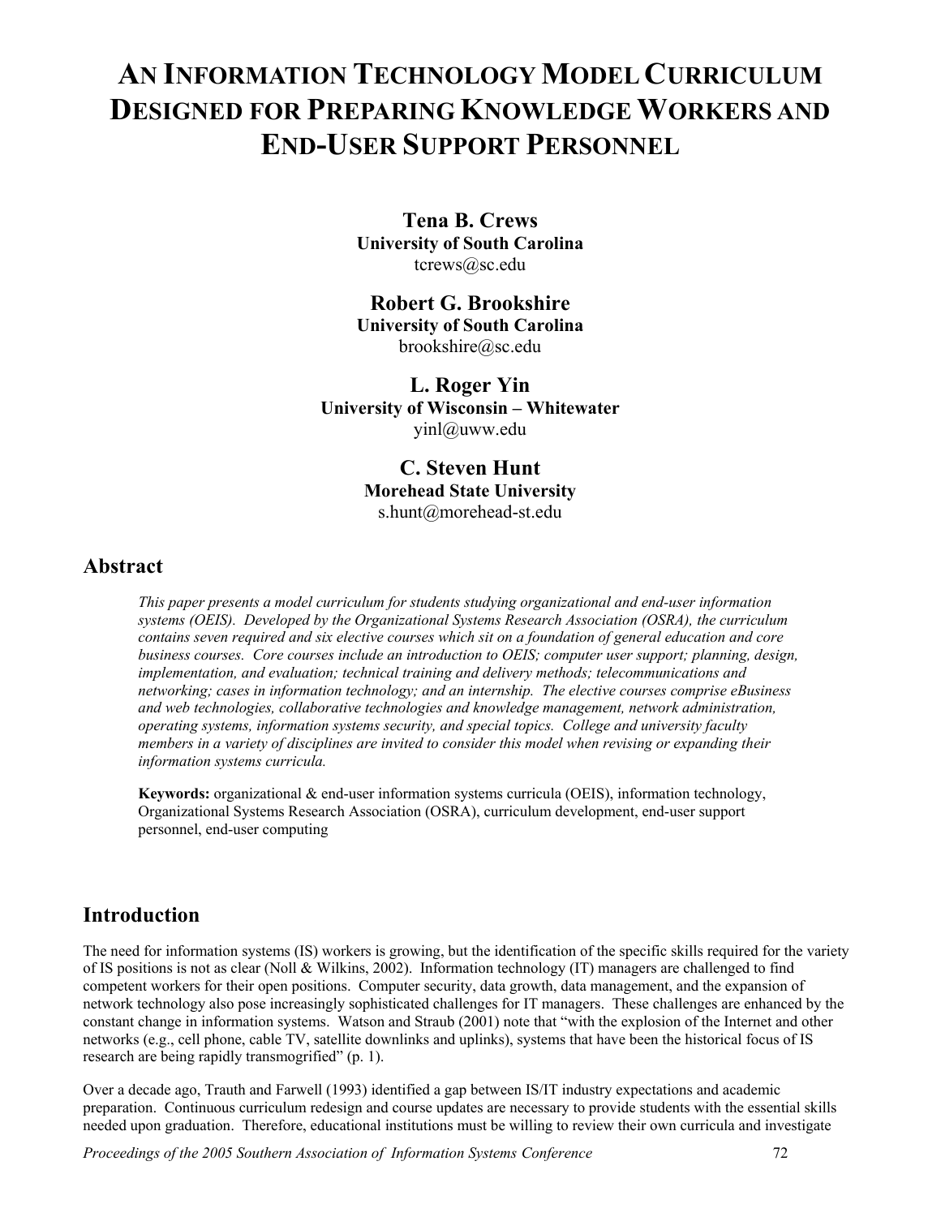# An Information Technology Model Curriculum Designed for Preparing Knowledge Workers and End-User Support Personnel

**Tena B. Crews**
**University of South Carolina**
tcrews@sc.edu

**Robert G. Brookshire**
**University of South Carolina**
brookshire@sc.edu

**L. Roger Yin**
**University of Wisconsin – Whitewater**
yinl@uww.edu

**C. Steven Hunt**
**Morehead State University**
s.hunt@morehead-st.edu

## Abstract

*This paper presents a model curriculum for students studying organizational and end-user information systems (OEIS). Developed by the Organizational Systems Research Association (OSRA), the curriculum contains seven required and six elective courses which sit on a foundation of general education and core business courses. Core courses include an introduction to OEIS; computer user support; planning, design, implementation, and evaluation; technical training and delivery methods; telecommunications and networking; cases in information technology; and an internship. The elective courses comprise eBusiness and web technologies, collaborative technologies and knowledge management, network administration, operating systems, information systems security, and special topics. College and university faculty members in a variety of disciplines are invited to consider this model when revising or expanding their information systems curricula.*

**Keywords:** organizational & end-user information systems curricula (OEIS), information technology, Organizational Systems Research Association (OSRA), curriculum development, end-user support personnel, end-user computing

## Introduction

The need for information systems (IS) workers is growing, but the identification of the specific skills required for the variety of IS positions is not as clear (Noll & Wilkins, 2002). Information technology (IT) managers are challenged to find competent workers for their open positions. Computer security, data growth, data management, and the expansion of network technology also pose increasingly sophisticated challenges for IT managers. These challenges are enhanced by the constant change in information systems. Watson and Straub (2001) note that "with the explosion of the Internet and other networks (e.g., cell phone, cable TV, satellite downlinks and uplinks), systems that have been the historical focus of IS research are being rapidly transmogrified" (p. 1).

Over a decade ago, Trauth and Farwell (1993) identified a gap between IS/IT industry expectations and academic preparation. Continuous curriculum redesign and course updates are necessary to provide students with the essential skills needed upon graduation. Therefore, educational institutions must be willing to review their own curricula and investigate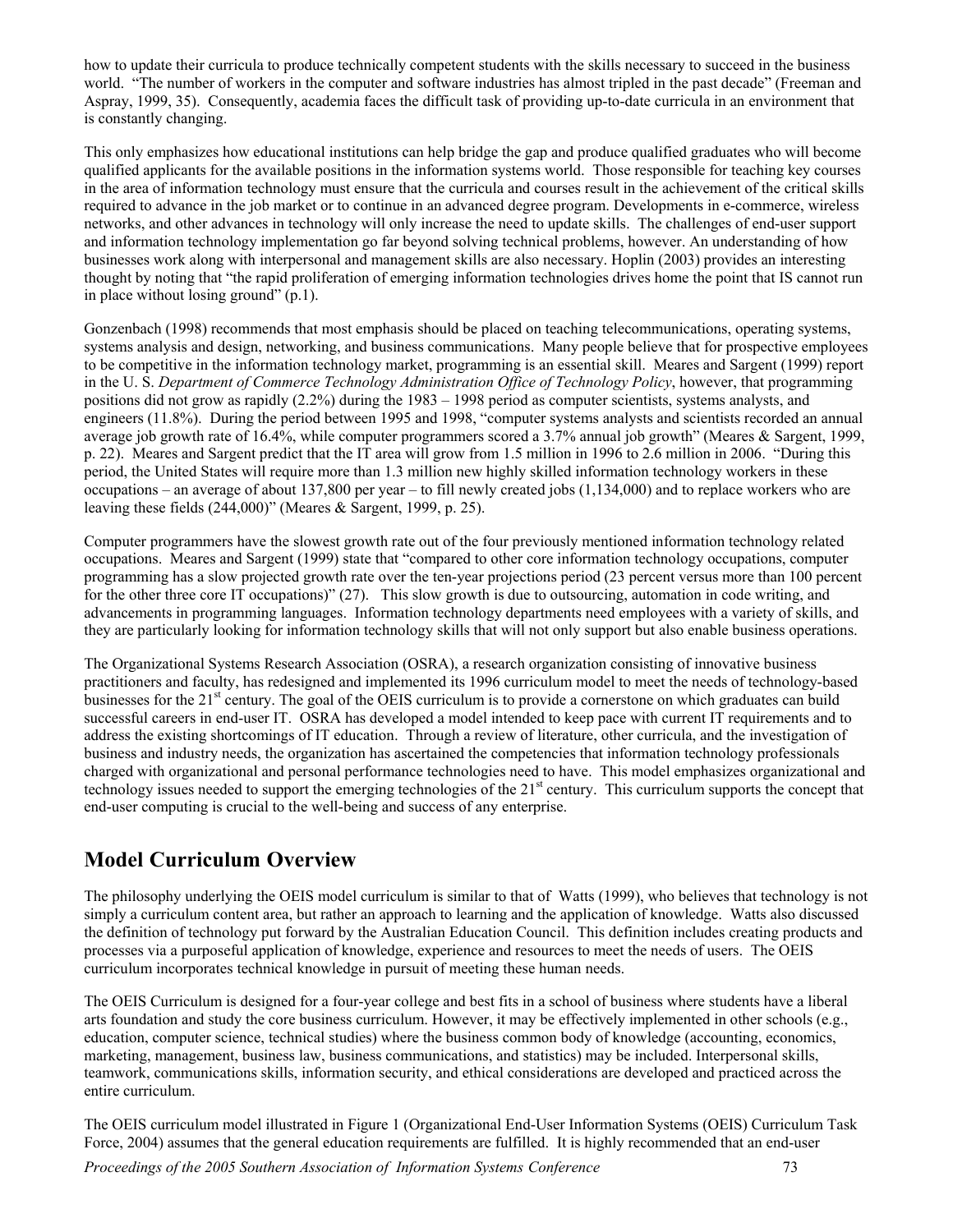how to update their curricula to produce technically competent students with the skills necessary to succeed in the business world. "The number of workers in the computer and software industries has almost tripled in the past decade" (Freeman and Aspray, 1999, 35). Consequently, academia faces the difficult task of providing up-to-date curricula in an environment that is constantly changing.

This only emphasizes how educational institutions can help bridge the gap and produce qualified graduates who will become qualified applicants for the available positions in the information systems world. Those responsible for teaching key courses in the area of information technology must ensure that the curricula and courses result in the achievement of the critical skills required to advance in the job market or to continue in an advanced degree program. Developments in e-commerce, wireless networks, and other advances in technology will only increase the need to update skills. The challenges of end-user support and information technology implementation go far beyond solving technical problems, however. An understanding of how businesses work along with interpersonal and management skills are also necessary. Hoplin (2003) provides an interesting thought by noting that "the rapid proliferation of emerging information technologies drives home the point that IS cannot run in place without losing ground" (p.1).

Gonzenbach (1998) recommends that most emphasis should be placed on teaching telecommunications, operating systems, systems analysis and design, networking, and business communications. Many people believe that for prospective employees to be competitive in the information technology market, programming is an essential skill. Meares and Sargent (1999) report in the U. S. *Department of Commerce Technology Administration Office of Technology Policy*, however, that programming positions did not grow as rapidly (2.2%) during the 1983 – 1998 period as computer scientists, systems analysts, and engineers (11.8%). During the period between 1995 and 1998, "computer systems analysts and scientists recorded an annual average job growth rate of 16.4%, while computer programmers scored a 3.7% annual job growth" (Meares & Sargent, 1999, p. 22). Meares and Sargent predict that the IT area will grow from 1.5 million in 1996 to 2.6 million in 2006. "During this period, the United States will require more than 1.3 million new highly skilled information technology workers in these occupations – an average of about 137,800 per year – to fill newly created jobs (1,134,000) and to replace workers who are leaving these fields (244,000)" (Meares & Sargent, 1999, p. 25).

Computer programmers have the slowest growth rate out of the four previously mentioned information technology related occupations. Meares and Sargent (1999) state that "compared to other core information technology occupations, computer programming has a slow projected growth rate over the ten-year projections period (23 percent versus more than 100 percent for the other three core IT occupations)" (27). This slow growth is due to outsourcing, automation in code writing, and advancements in programming languages. Information technology departments need employees with a variety of skills, and they are particularly looking for information technology skills that will not only support but also enable business operations.

The Organizational Systems Research Association (OSRA), a research organization consisting of innovative business practitioners and faculty, has redesigned and implemented its 1996 curriculum model to meet the needs of technology-based businesses for the 21st century. The goal of the OEIS curriculum is to provide a cornerstone on which graduates can build successful careers in end-user IT. OSRA has developed a model intended to keep pace with current IT requirements and to address the existing shortcomings of IT education. Through a review of literature, other curricula, and the investigation of business and industry needs, the organization has ascertained the competencies that information technology professionals charged with organizational and personal performance technologies need to have. This model emphasizes organizational and technology issues needed to support the emerging technologies of the 21st century. This curriculum supports the concept that end-user computing is crucial to the well-being and success of any enterprise.

## Model Curriculum Overview

The philosophy underlying the OEIS model curriculum is similar to that of Watts (1999), who believes that technology is not simply a curriculum content area, but rather an approach to learning and the application of knowledge. Watts also discussed the definition of technology put forward by the Australian Education Council. This definition includes creating products and processes via a purposeful application of knowledge, experience and resources to meet the needs of users. The OEIS curriculum incorporates technical knowledge in pursuit of meeting these human needs.

The OEIS Curriculum is designed for a four-year college and best fits in a school of business where students have a liberal arts foundation and study the core business curriculum. However, it may be effectively implemented in other schools (e.g., education, computer science, technical studies) where the business common body of knowledge (accounting, economics, marketing, management, business law, business communications, and statistics) may be included. Interpersonal skills, teamwork, communications skills, information security, and ethical considerations are developed and practiced across the entire curriculum.

The OEIS curriculum model illustrated in Figure 1 (Organizational End-User Information Systems (OEIS) Curriculum Task Force, 2004) assumes that the general education requirements are fulfilled. It is highly recommended that an end-user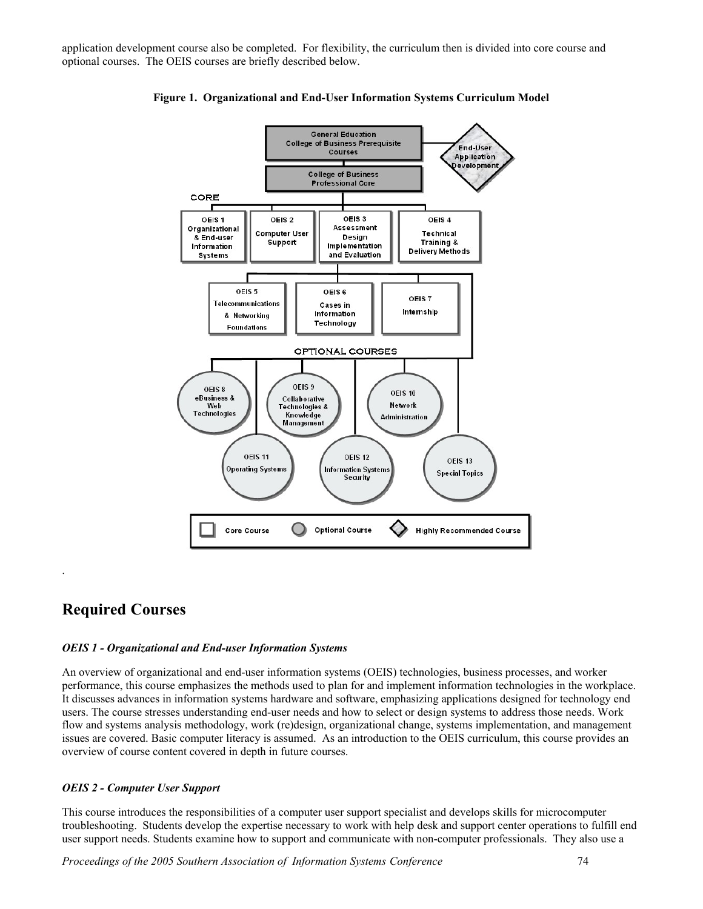application development course also be completed. For flexibility, the curriculum then is divided into core course and optional courses. The OEIS courses are briefly described below.

**Figure 1. Organizational and End-User Information Systems Curriculum Model**

.

## Required Courses

### *OEIS 1 - Organizational and End-user Information Systems*

An overview of organizational and end-user information systems (OEIS) technologies, business processes, and worker performance, this course emphasizes the methods used to plan for and implement information technologies in the workplace. It discusses advances in information systems hardware and software, emphasizing applications designed for technology end users. The course stresses understanding end-user needs and how to select or design systems to address those needs. Work flow and systems analysis methodology, work (re)design, organizational change, systems implementation, and management issues are covered. Basic computer literacy is assumed. As an introduction to the OEIS curriculum, this course provides an overview of course content covered in depth in future courses.

### *OEIS 2 - Computer User Support*

This course introduces the responsibilities of a computer user support specialist and develops skills for microcomputer troubleshooting. Students develop the expertise necessary to work with help desk and support center operations to fulfill end user support needs. Students examine how to support and communicate with non-computer professionals. They also use a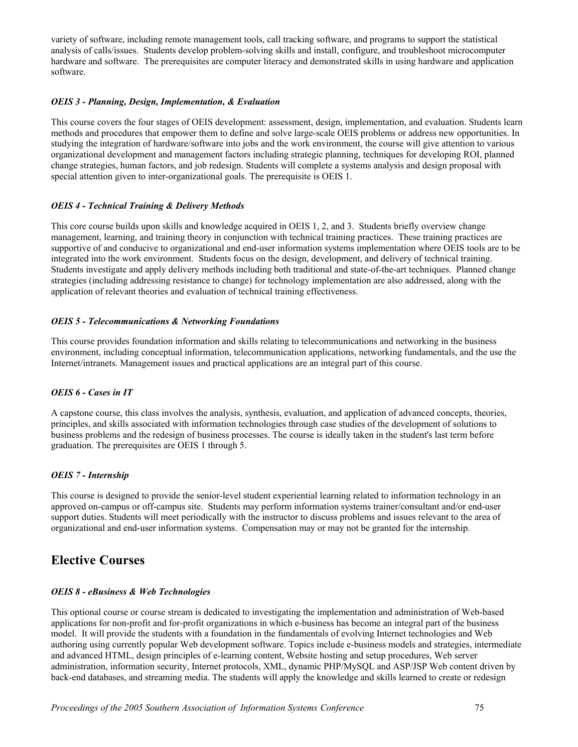variety of software, including remote management tools, call tracking software, and programs to support the statistical analysis of calls/issues. Students develop problem-solving skills and install, configure, and troubleshoot microcomputer hardware and software. The prerequisites are computer literacy and demonstrated skills in using hardware and application software.

***OEIS 3 - Planning, Design, Implementation, & Evaluation***

This course covers the four stages of OEIS development: assessment, design, implementation, and evaluation. Students learn methods and procedures that empower them to define and solve large-scale OEIS problems or address new opportunities. In studying the integration of hardware/software into jobs and the work environment, the course will give attention to various organizational development and management factors including strategic planning, techniques for developing ROI, planned change strategies, human factors, and job redesign. Students will complete a systems analysis and design proposal with special attention given to inter-organizational goals. The prerequisite is OEIS 1.

***OEIS 4 - Technical Training & Delivery Methods***

This core course builds upon skills and knowledge acquired in OEIS 1, 2, and 3. Students briefly overview change management, learning, and training theory in conjunction with technical training practices. These training practices are supportive of and conducive to organizational and end-user information systems implementation where OEIS tools are to be integrated into the work environment. Students focus on the design, development, and delivery of technical training. Students investigate and apply delivery methods including both traditional and state-of-the-art techniques. Planned change strategies (including addressing resistance to change) for technology implementation are also addressed, along with the application of relevant theories and evaluation of technical training effectiveness.

***OEIS 5 - Telecommunications & Networking Foundations***

This course provides foundation information and skills relating to telecommunications and networking in the business environment, including conceptual information, telecommunication applications, networking fundamentals, and the use the Internet/intranets. Management issues and practical applications are an integral part of this course.

***OEIS 6 - Cases in IT***

A capstone course, this class involves the analysis, synthesis, evaluation, and application of advanced concepts, theories, principles, and skills associated with information technologies through case studies of the development of solutions to business problems and the redesign of business processes. The course is ideally taken in the student's last term before graduation. The prerequisites are OEIS 1 through 5.

***OEIS 7 - Internship***

This course is designed to provide the senior-level student experiential learning related to information technology in an approved on-campus or off-campus site. Students may perform information systems trainer/consultant and/or end-user support duties. Students will meet periodically with the instructor to discuss problems and issues relevant to the area of organizational and end-user information systems. Compensation may or may not be granted for the internship.

## Elective Courses

***OEIS 8 - eBusiness & Web Technologies***

This optional course or course stream is dedicated to investigating the implementation and administration of Web-based applications for non-profit and for-profit organizations in which e-business has become an integral part of the business model. It will provide the students with a foundation in the fundamentals of evolving Internet technologies and Web authoring using currently popular Web development software. Topics include e-business models and strategies, intermediate and advanced HTML, design principles of e-learning content, Website hosting and setup procedures, Web server administration, information security, Internet protocols, XML, dynamic PHP/MySQL and ASP/JSP Web content driven by back-end databases, and streaming media. The students will apply the knowledge and skills learned to create or redesign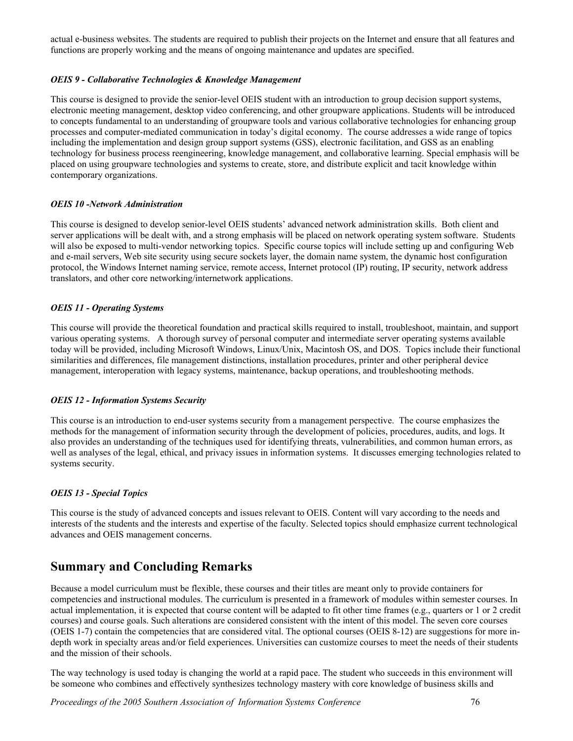actual e-business websites. The students are required to publish their projects on the Internet and ensure that all features and functions are properly working and the means of ongoing maintenance and updates are specified.

### *OEIS 9 - Collaborative Technologies & Knowledge Management*

This course is designed to provide the senior-level OEIS student with an introduction to group decision support systems, electronic meeting management, desktop video conferencing, and other groupware applications. Students will be introduced to concepts fundamental to an understanding of groupware tools and various collaborative technologies for enhancing group processes and computer-mediated communication in today's digital economy. The course addresses a wide range of topics including the implementation and design group support systems (GSS), electronic facilitation, and GSS as an enabling technology for business process reengineering, knowledge management, and collaborative learning. Special emphasis will be placed on using groupware technologies and systems to create, store, and distribute explicit and tacit knowledge within contemporary organizations.

### *OEIS 10 -Network Administration*

This course is designed to develop senior-level OEIS students' advanced network administration skills. Both client and server applications will be dealt with, and a strong emphasis will be placed on network operating system software. Students will also be exposed to multi-vendor networking topics. Specific course topics will include setting up and configuring Web and e-mail servers, Web site security using secure sockets layer, the domain name system, the dynamic host configuration protocol, the Windows Internet naming service, remote access, Internet protocol (IP) routing, IP security, network address translators, and other core networking/internetwork applications.

### *OEIS 11 - Operating Systems*

This course will provide the theoretical foundation and practical skills required to install, troubleshoot, maintain, and support various operating systems. A thorough survey of personal computer and intermediate server operating systems available today will be provided, including Microsoft Windows, Linux/Unix, Macintosh OS, and DOS. Topics include their functional similarities and differences, file management distinctions, installation procedures, printer and other peripheral device management, interoperation with legacy systems, maintenance, backup operations, and troubleshooting methods.

### *OEIS 12 - Information Systems Security*

This course is an introduction to end-user systems security from a management perspective. The course emphasizes the methods for the management of information security through the development of policies, procedures, audits, and logs. It also provides an understanding of the techniques used for identifying threats, vulnerabilities, and common human errors, as well as analyses of the legal, ethical, and privacy issues in information systems. It discusses emerging technologies related to systems security.

### *OEIS 13 - Special Topics*

This course is the study of advanced concepts and issues relevant to OEIS. Content will vary according to the needs and interests of the students and the interests and expertise of the faculty. Selected topics should emphasize current technological advances and OEIS management concerns.

## Summary and Concluding Remarks

Because a model curriculum must be flexible, these courses and their titles are meant only to provide containers for competencies and instructional modules. The curriculum is presented in a framework of modules within semester courses. In actual implementation, it is expected that course content will be adapted to fit other time frames (e.g., quarters or 1 or 2 credit courses) and course goals. Such alterations are considered consistent with the intent of this model. The seven core courses (OEIS 1-7) contain the competencies that are considered vital. The optional courses (OEIS 8-12) are suggestions for more in-depth work in specialty areas and/or field experiences. Universities can customize courses to meet the needs of their students and the mission of their schools.

The way technology is used today is changing the world at a rapid pace. The student who succeeds in this environment will be someone who combines and effectively synthesizes technology mastery with core knowledge of business skills and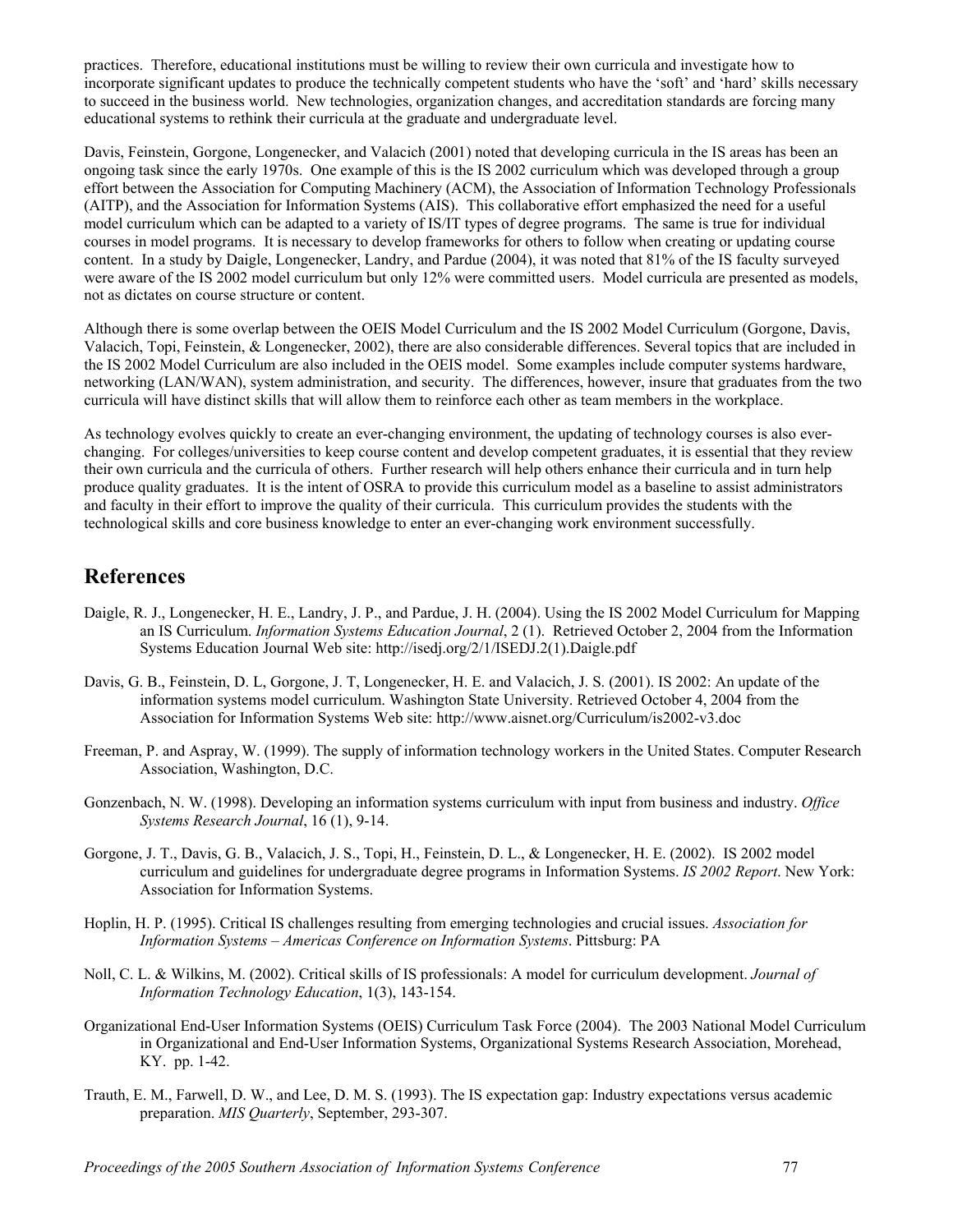practices. Therefore, educational institutions must be willing to review their own curricula and investigate how to incorporate significant updates to produce the technically competent students who have the 'soft' and 'hard' skills necessary to succeed in the business world. New technologies, organization changes, and accreditation standards are forcing many educational systems to rethink their curricula at the graduate and undergraduate level.

Davis, Feinstein, Gorgone, Longenecker, and Valacich (2001) noted that developing curricula in the IS areas has been an ongoing task since the early 1970s. One example of this is the IS 2002 curriculum which was developed through a group effort between the Association for Computing Machinery (ACM), the Association of Information Technology Professionals (AITP), and the Association for Information Systems (AIS). This collaborative effort emphasized the need for a useful model curriculum which can be adapted to a variety of IS/IT types of degree programs. The same is true for individual courses in model programs. It is necessary to develop frameworks for others to follow when creating or updating course content. In a study by Daigle, Longenecker, Landry, and Pardue (2004), it was noted that 81% of the IS faculty surveyed were aware of the IS 2002 model curriculum but only 12% were committed users. Model curricula are presented as models, not as dictates on course structure or content.

Although there is some overlap between the OEIS Model Curriculum and the IS 2002 Model Curriculum (Gorgone, Davis, Valacich, Topi, Feinstein, & Longenecker, 2002), there are also considerable differences. Several topics that are included in the IS 2002 Model Curriculum are also included in the OEIS model. Some examples include computer systems hardware, networking (LAN/WAN), system administration, and security. The differences, however, insure that graduates from the two curricula will have distinct skills that will allow them to reinforce each other as team members in the workplace.

As technology evolves quickly to create an ever-changing environment, the updating of technology courses is also ever-changing. For colleges/universities to keep course content and develop competent graduates, it is essential that they review their own curricula and the curricula of others. Further research will help others enhance their curricula and in turn help produce quality graduates. It is the intent of OSRA to provide this curriculum model as a baseline to assist administrators and faculty in their effort to improve the quality of their curricula. This curriculum provides the students with the technological skills and core business knowledge to enter an ever-changing work environment successfully.

## References

Daigle, R. J., Longenecker, H. E., Landry, J. P., and Pardue, J. H. (2004). Using the IS 2002 Model Curriculum for Mapping an IS Curriculum. *Information Systems Education Journal*, 2 (1). Retrieved October 2, 2004 from the Information Systems Education Journal Web site: http://isedj.org/2/1/ISEDJ.2(1).Daigle.pdf

Davis, G. B., Feinstein, D. L, Gorgone, J. T, Longenecker, H. E. and Valacich, J. S. (2001). IS 2002: An update of the information systems model curriculum. Washington State University. Retrieved October 4, 2004 from the Association for Information Systems Web site: http://www.aisnet.org/Curriculum/is2002-v3.doc

Freeman, P. and Aspray, W. (1999). The supply of information technology workers in the United States. Computer Research Association, Washington, D.C.

Gonzenbach, N. W. (1998). Developing an information systems curriculum with input from business and industry. *Office Systems Research Journal*, 16 (1), 9-14.

Gorgone, J. T., Davis, G. B., Valacich, J. S., Topi, H., Feinstein, D. L., & Longenecker, H. E. (2002). IS 2002 model curriculum and guidelines for undergraduate degree programs in Information Systems. *IS 2002 Report*. New York: Association for Information Systems.

Hoplin, H. P. (1995). Critical IS challenges resulting from emerging technologies and crucial issues. *Association for Information Systems – Americas Conference on Information Systems*. Pittsburg: PA

Noll, C. L. & Wilkins, M. (2002). Critical skills of IS professionals: A model for curriculum development. *Journal of Information Technology Education*, 1(3), 143-154.

Organizational End-User Information Systems (OEIS) Curriculum Task Force (2004). The 2003 National Model Curriculum in Organizational and End-User Information Systems, Organizational Systems Research Association, Morehead, KY. pp. 1-42.

Trauth, E. M., Farwell, D. W., and Lee, D. M. S. (1993). The IS expectation gap: Industry expectations versus academic preparation. *MIS Quarterly*, September, 293-307.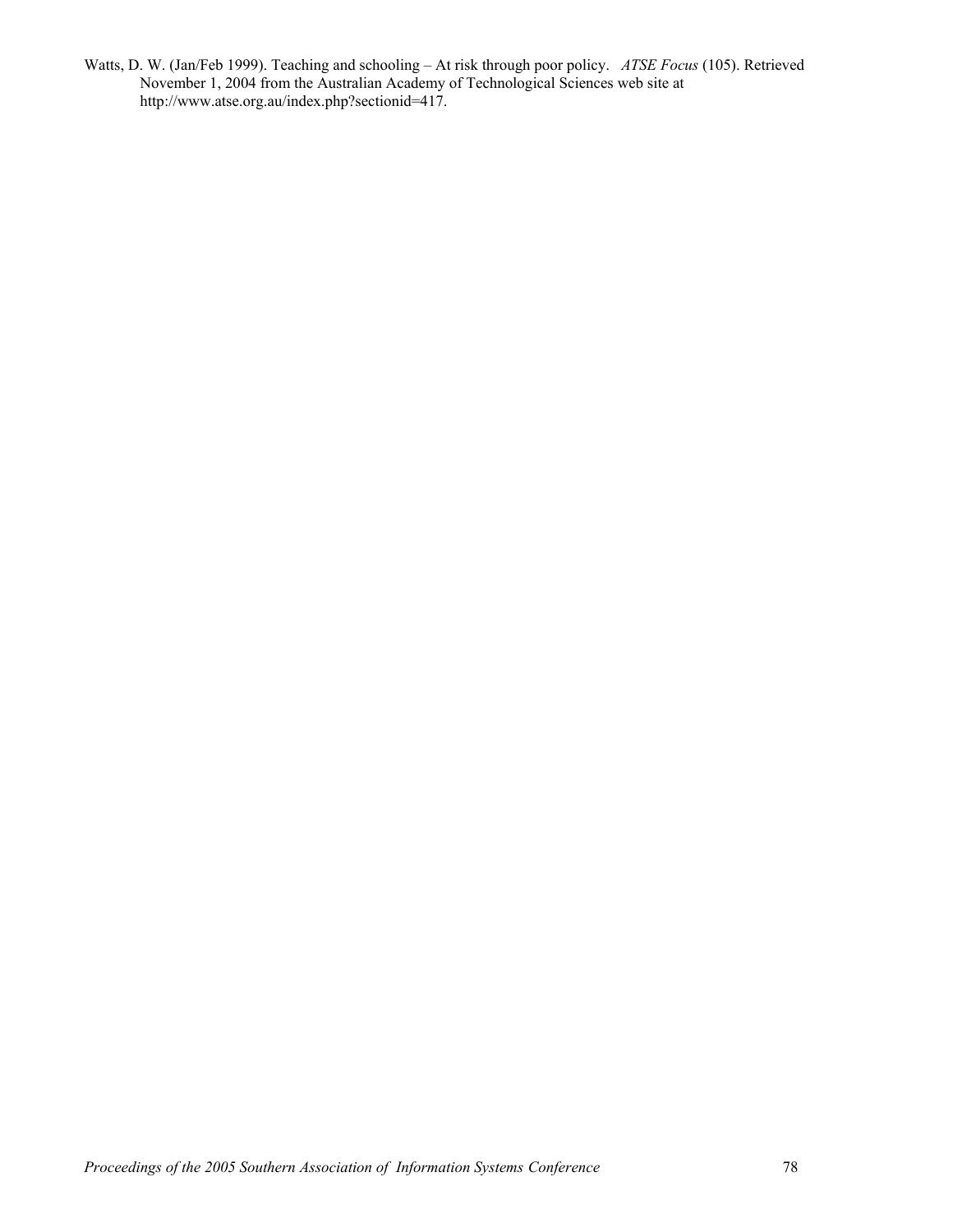Watts, D. W. (Jan/Feb 1999). Teaching and schooling – At risk through poor policy. *ATSE Focus* (105). Retrieved November 1, 2004 from the Australian Academy of Technological Sciences web site at http://www.atse.org.au/index.php?sectionid=417.